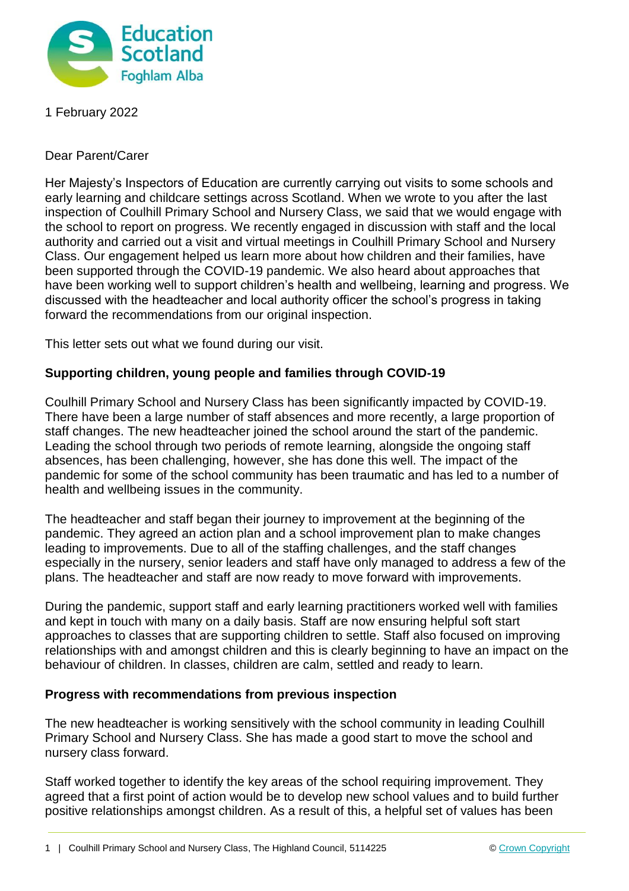1 February 2022

Dear Parent/Carer

Her Majesty's Inspectors of Education are currently carrying out visits to some schools and early learning and childcare settings across Scotland. When we wrote to you after the last inspection of Coulhill Primary School and Nursery Class, we said that we would engage with the school to report on progress. We recently engaged in discussion with staff and the local authority and carried out a visit and virtual meetings in Coulhill Primary School and Nursery Class. Our engagement helped us learn more about how children and their families, have been supported through the COVID-19 pandemic. We also heard about approaches that have been working well to support children's health and wellbeing, learning and progress. We discussed with the headteacher and local authority officer the school's progress in taking forward the recommendations from our original inspection.

This letter sets out what we found during our visit.

**Supporting children, young people and families through COVID-19**

Coulhill Primary School and Nursery Class has been significantly impacted by COVID-19. There have been a large number of staff absences and more recently, a large proportion of staff changes. The new headteacher joined the school around the start of the pandemic. Leading the school through two periods of remote learning, alongside the ongoing staff absences, has been challenging, however, she has done this well. The impact of the pandemic for some of the school community has been traumatic and has led to a number of health and wellbeing issues in the community.

The headteacher and staff began their journey to improvement at the beginning of the pandemic. They agreed an action plan and a school improvement plan to make changes leading to improvements. Due to all of the staffing challenges, and the staff changes especially in the nursery, senior leaders and staff have only managed to address a few of the plans. The headteacher and staff are now ready to move forward with improvements.

During the pandemic, support staff and early learning practitioners worked well with families and kept in touch with many on a daily basis. Staff are now ensuring helpful soft start approaches to classes that are supporting children to settle. Staff also focused on improving relationships with and amongst children and this is clearly beginning to have an impact on the behaviour of children. In classes, children are calm, settled and ready to learn.

**Progress with recommendations from previous inspection**

The new headteacher is working sensitively with the school community in leading Coulhill Primary School and Nursery Class. She has made a good start to move the school and nursery class forward.

Staff worked together to identify the key areas of the school requiring improvement. They agreed that a first point of action would be to develop new school values and to build further positive relationships amongst children. As a result of this, a helpful set of values has been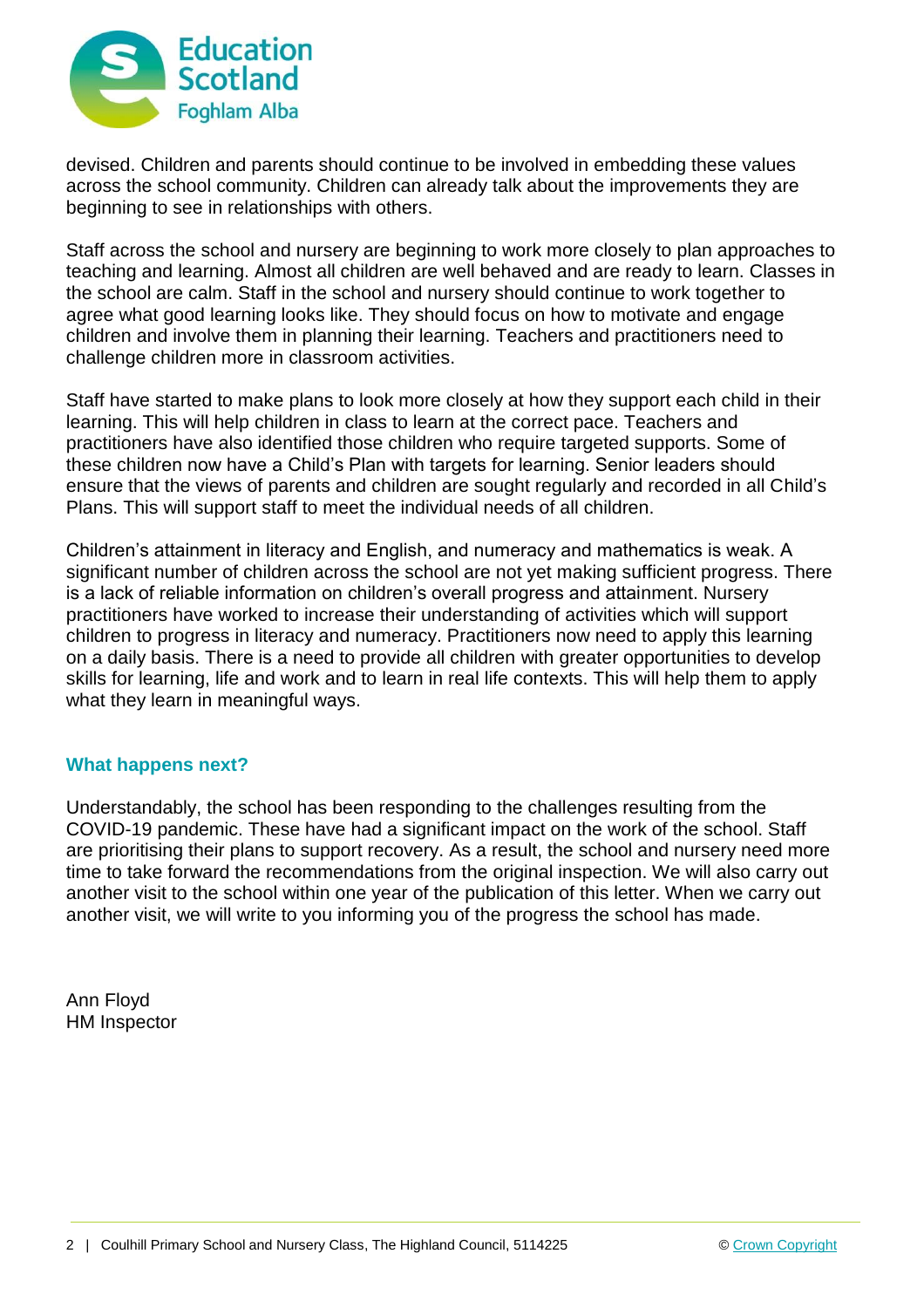devised. Children and parents should continue to be involved in embedding these values across the school community. Children can already talk about the improvements they are beginning to see in relationships with others.

Staff across the school and nursery are beginning to work more closely to plan approaches to teaching and learning. Almost all children are well behaved and are ready to learn. Classes in the school are calm. Staff in the school and nursery should continue to work together to agree what good learning looks like. They should focus on how to motivate and engage children and involve them in planning their learning. Teachers and practitioners need to challenge children more in classroom activities.

Staff have started to make plans to look more closely at how they support each child in their learning. This will help children in class to learn at the correct pace. Teachers and practitioners have also identified those children who require targeted supports. Some of these children now have a Child's Plan with targets for learning. Senior leaders should ensure that the views of parents and children are sought regularly and recorded in all Child's Plans. This will support staff to meet the individual needs of all children.

Children's attainment in literacy and English, and numeracy and mathematics is weak. A significant number of children across the school are not yet making sufficient progress. There is a lack of reliable information on children's overall progress and attainment. Nursery practitioners have worked to increase their understanding of activities which will support children to progress in literacy and numeracy. Practitioners now need to apply this learning on a daily basis. There is a need to provide all children with greater opportunities to develop skills for learning, life and work and to learn in real life contexts. This will help them to apply what they learn in meaningful ways.

## What happens next?

Understandably, the school has been responding to the challenges resulting from the COVID-19 pandemic. These have had a significant impact on the work of the school. Staff are prioritising their plans to support recovery. As a result, the school and nursery need more time to take forward the recommendations from the original inspection. We will also carry out another visit to the school within one year of the publication of this letter. When we carry out another visit, we will write to you informing you of the progress the school has made.

Ann Floyd
HM Inspector